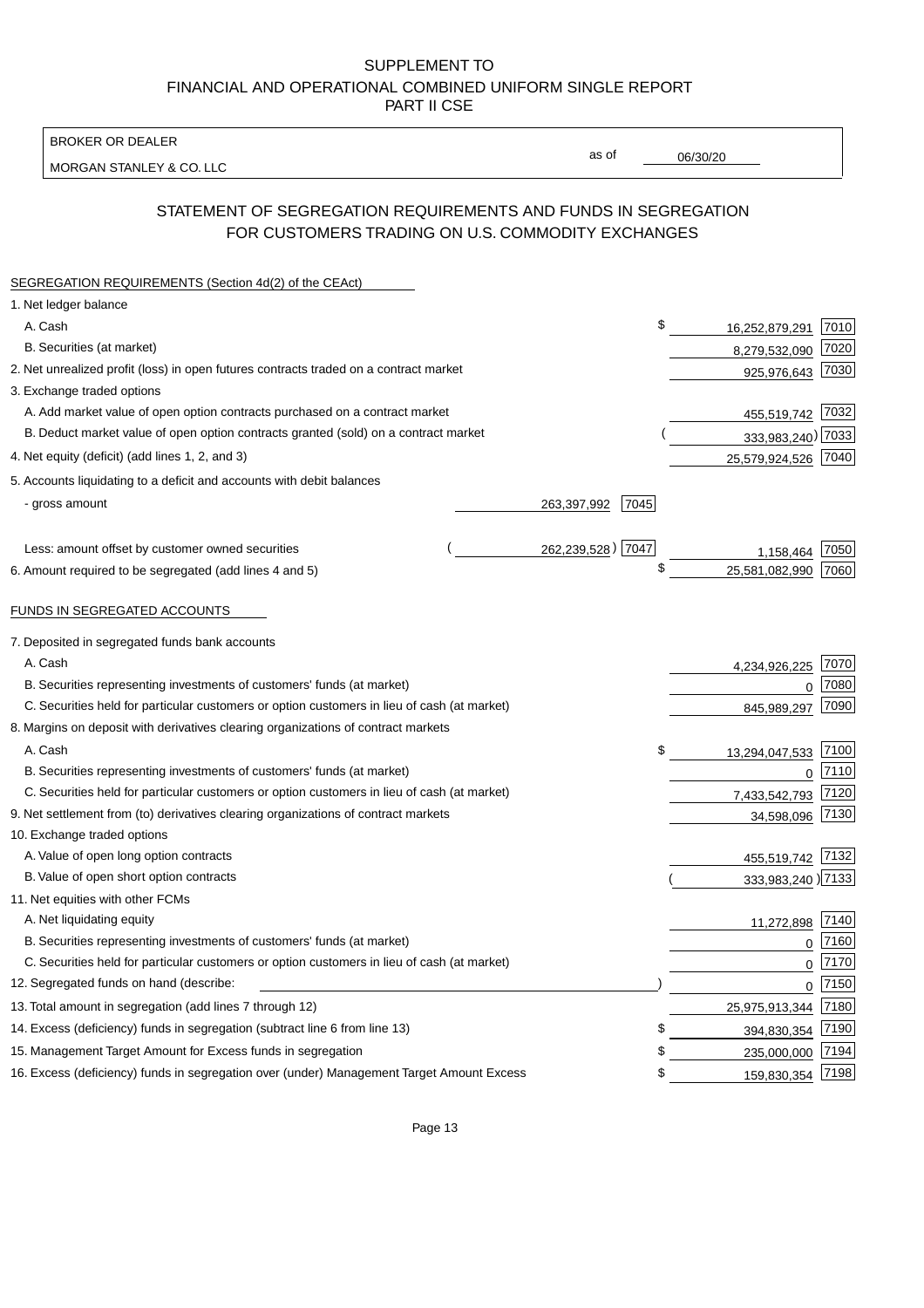SUPPLEMENT TO
FINANCIAL AND OPERATIONAL COMBINED UNIFORM SINGLE REPORT
PART II CSE

BROKER OR DEALER
MORGAN STANLEY & CO. LLC

as of 06/30/20

## STATEMENT OF SEGREGATION REQUIREMENTS AND FUNDS IN SEGREGATION FOR CUSTOMERS TRADING ON U.S. COMMODITY EXCHANGES

SEGREGATION REQUIREMENTS (Section 4d(2) of the CEAct)

| Item | | | Amount | Code |
|---|---|---|---|---|
| 1. Net ledger balance | | | | |
| A. Cash | | | $ 16,252,879,291 | 7010 |
| B. Securities (at market) | | | 8,279,532,090 | 7020 |
| 2. Net unrealized profit (loss) in open futures contracts traded on a contract market | | | 925,976,643 | 7030 |
| 3. Exchange traded options | | | | |
| A. Add market value of open option contracts purchased on a contract market | | | 455,519,742 | 7032 |
| B. Deduct market value of open option contracts granted (sold) on a contract market | | | (333,983,240) | 7033 |
| 4. Net equity (deficit) (add lines 1, 2, and 3) | | | 25,579,924,526 | 7040 |
| 5. Accounts liquidating to a deficit and accounts with debit balances | | | | |
| - gross amount | 263,397,992 | 7045 | | |
| Less: amount offset by customer owned securities | (262,239,528) | 7047 | 1,158,464 | 7050 |
| 6. Amount required to be segregated (add lines 4 and 5) | | | $ 25,581,082,990 | 7060 |

FUNDS IN SEGREGATED ACCOUNTS

| Item | Amount | Code |
|---|---|---|
| 7. Deposited in segregated funds bank accounts | | |
| A. Cash | 4,234,926,225 | 7070 |
| B. Securities representing investments of customers' funds (at market) | 0 | 7080 |
| C. Securities held for particular customers or option customers in lieu of cash (at market) | 845,989,297 | 7090 |
| 8. Margins on deposit with derivatives clearing organizations of contract markets | | |
| A. Cash | $ 13,294,047,533 | 7100 |
| B. Securities representing investments of customers' funds (at market) | 0 | 7110 |
| C. Securities held for particular customers or option customers in lieu of cash (at market) | 7,433,542,793 | 7120 |
| 9. Net settlement from (to) derivatives clearing organizations of contract markets | 34,598,096 | 7130 |
| 10. Exchange traded options | | |
| A. Value of open long option contracts | 455,519,742 | 7132 |
| B. Value of open short option contracts | (333,983,240) | 7133 |
| 11. Net equities with other FCMs | | |
| A. Net liquidating equity | 11,272,898 | 7140 |
| B. Securities representing investments of customers' funds (at market) | 0 | 7160 |
| C. Securities held for particular customers or option customers in lieu of cash (at market) | 0 | 7170 |
| 12. Segregated funds on hand (describe: ) | 0 | 7150 |
| 13. Total amount in segregation (add lines 7 through 12) | 25,975,913,344 | 7180 |
| 14. Excess (deficiency) funds in segregation (subtract line 6 from line 13) | $ 394,830,354 | 7190 |
| 15. Management Target Amount for Excess funds in segregation | $ 235,000,000 | 7194 |
| 16. Excess (deficiency) funds in segregation over (under) Management Target Amount Excess | $ 159,830,354 | 7198 |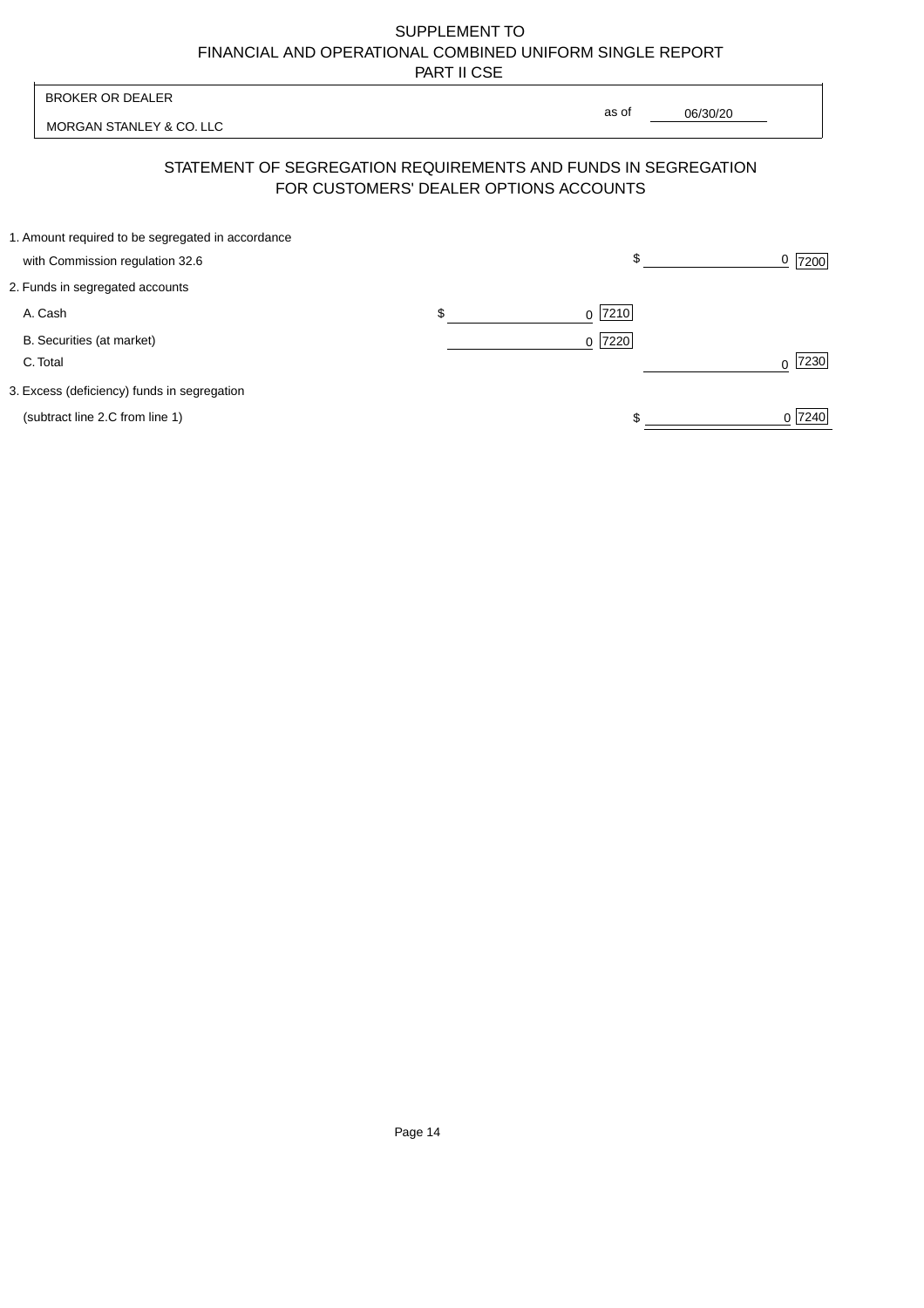SUPPLEMENT TO
FINANCIAL AND OPERATIONAL COMBINED UNIFORM SINGLE REPORT
PART II CSE

| BROKER OR DEALER | |
|---|---|
| MORGAN STANLEY & CO. LLC | as of 06/30/20 |

## STATEMENT OF SEGREGATION REQUIREMENTS AND FUNDS IN SEGREGATION FOR CUSTOMERS' DEALER OPTIONS ACCOUNTS

| | | | | |
|---|---|---|---|---|
| 1. Amount required to be segregated in accordance with Commission regulation 32.6 | | | $ 0 | 7200 |
| 2. Funds in segregated accounts | | | | |
| A. Cash | $ 0 | 7210 | | |
| B. Securities (at market) | 0 | 7220 | | |
| C. Total | | | 0 | 7230 |
| 3. Excess (deficiency) funds in segregation (subtract line 2.C from line 1) | | | $ 0 | 7240 |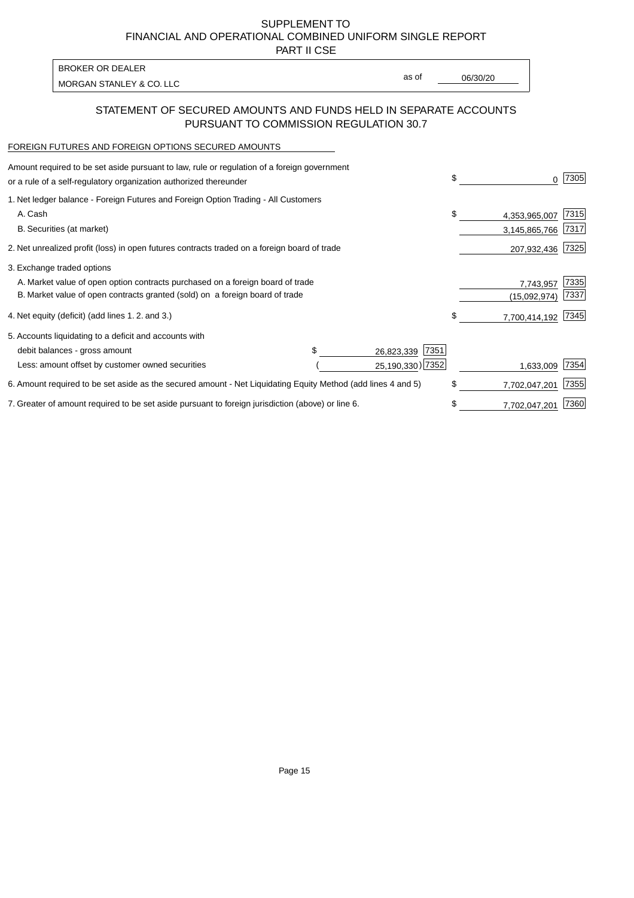# SUPPLEMENT TO
# FINANCIAL AND OPERATIONAL COMBINED UNIFORM SINGLE REPORT
# PART II CSE

BROKER OR DEALER

MORGAN STANLEY & CO. LLC

as of 06/30/20

## STATEMENT OF SECURED AMOUNTS AND FUNDS HELD IN SEPARATE ACCOUNTS PURSUANT TO COMMISSION REGULATION 30.7

FOREIGN FUTURES AND FOREIGN OPTIONS SECURED AMOUNTS

| Description | | | Amount | Code |
|---|---|---|---|---|
| Amount required to be set aside pursuant to law, rule or regulation of a foreign government or a rule of a self-regulatory organization authorized thereunder | | | $ 0 | 7305 |
| 1. Net ledger balance - Foreign Futures and Foreign Option Trading - All Customers | | | | |
| A. Cash | | | $ 4,353,965,007 | 7315 |
| B. Securities (at market) | | | 3,145,865,766 | 7317 |
| 2. Net unrealized profit (loss) in open futures contracts traded on a foreign board of trade | | | 207,932,436 | 7325 |
| 3. Exchange traded options | | | | |
| A. Market value of open option contracts purchased on a foreign board of trade | | | 7,743,957 | 7335 |
| B. Market value of open contracts granted (sold) on a foreign board of trade | | | (15,092,974) | 7337 |
| 4. Net equity (deficit) (add lines 1. 2. and 3.) | | | $ 7,700,414,192 | 7345 |
| 5. Accounts liquidating to a deficit and accounts with | | | | |
| debit balances - gross amount | $ 26,823,339 | 7351 | | |
| Less: amount offset by customer owned securities | (25,190,330) | 7352 | 1,633,009 | 7354 |
| 6. Amount required to be set aside as the secured amount - Net Liquidating Equity Method (add lines 4 and 5) | | | $ 7,702,047,201 | 7355 |
| 7. Greater of amount required to be set aside pursuant to foreign jurisdiction (above) or line 6. | | | $ 7,702,047,201 | 7360 |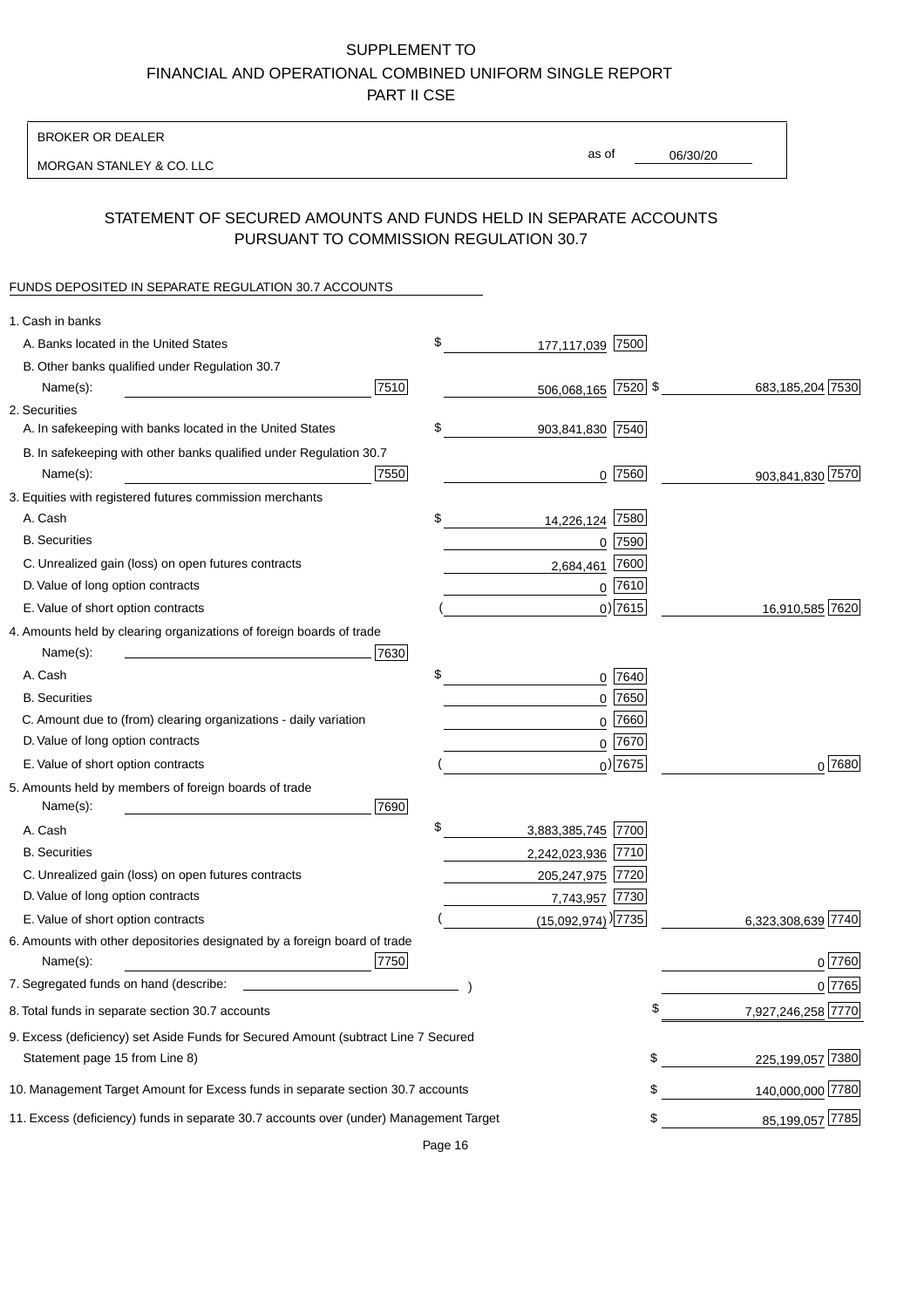SUPPLEMENT TO
FINANCIAL AND OPERATIONAL COMBINED UNIFORM SINGLE REPORT
PART II CSE

BROKER OR DEALER

MORGAN STANLEY & CO. LLC

as of 06/30/20

## STATEMENT OF SECURED AMOUNTS AND FUNDS HELD IN SEPARATE ACCOUNTS PURSUANT TO COMMISSION REGULATION 30.7

FUNDS DEPOSITED IN SEPARATE REGULATION 30.7 ACCOUNTS

| | | | | |
|---|---|---|---|---|
| 1. Cash in banks | | | | |
| A. Banks located in the United States | | $ 177,117,039 | 7500 | | 
| B. Other banks qualified under Regulation 30.7 Name(s): | 7510 | 506,068,165 | 7520 | $ 683,185,204 7530 |
| 2. Securities | | | | |
| A. In safekeeping with banks located in the United States | | $ 903,841,830 | 7540 | |
| B. In safekeeping with other banks qualified under Regulation 30.7 Name(s): | 7550 | 0 | 7560 | 903,841,830 7570 |
| 3. Equities with registered futures commission merchants | | | | |
| A. Cash | | $ 14,226,124 | 7580 | |
| B. Securities | | 0 | 7590 | |
| C. Unrealized gain (loss) on open futures contracts | | 2,684,461 | 7600 | |
| D. Value of long option contracts | | 0 | 7610 | |
| E. Value of short option contracts | | ( 0) | 7615 | 16,910,585 7620 |
| 4. Amounts held by clearing organizations of foreign boards of trade Name(s): | 7630 | | | |
| A. Cash | | $ 0 | 7640 | |
| B. Securities | | 0 | 7650 | |
| C. Amount due to (from) clearing organizations - daily variation | | 0 | 7660 | |
| D. Value of long option contracts | | 0 | 7670 | |
| E. Value of short option contracts | | ( 0) | 7675 | 0 7680 |
| 5. Amounts held by members of foreign boards of trade Name(s): | 7690 | | | |
| A. Cash | | $ 3,883,385,745 | 7700 | |
| B. Securities | | 2,242,023,936 | 7710 | |
| C. Unrealized gain (loss) on open futures contracts | | 205,247,975 | 7720 | |
| D. Value of long option contracts | | 7,743,957 | 7730 | |
| E. Value of short option contracts | | ( (15,092,974) ) | 7735 | 6,323,308,639 7740 |
| 6. Amounts with other depositories designated by a foreign board of trade Name(s): | 7750 | | | 0 7760 |
| 7. Segregated funds on hand (describe: ) | | | | 0 7765 |
| 8. Total funds in separate section 30.7 accounts | | | | $ 7,927,246,258 7770 |
| 9. Excess (deficiency) set Aside Funds for Secured Amount (subtract Line 7 Secured Statement page 15 from Line 8) | | | | $ 225,199,057 7380 |
| 10. Management Target Amount for Excess funds in separate section 30.7 accounts | | | | $ 140,000,000 7780 |
| 11. Excess (deficiency) funds in separate 30.7 accounts over (under) Management Target | | | | $ 85,199,057 7785 |

Page 16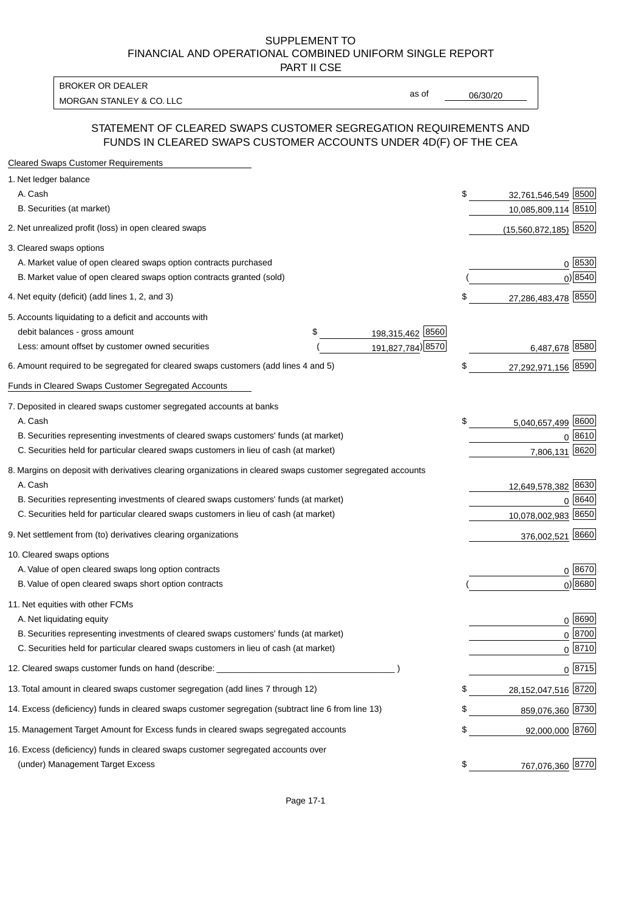SUPPLEMENT TO
FINANCIAL AND OPERATIONAL COMBINED UNIFORM SINGLE REPORT
PART II CSE

BROKER OR DEALER
MORGAN STANLEY & CO. LLC

as of 06/30/20

## STATEMENT OF CLEARED SWAPS CUSTOMER SEGREGATION REQUIREMENTS AND FUNDS IN CLEARED SWAPS CUSTOMER ACCOUNTS UNDER 4D(F) OF THE CEA

| | | | | |
|---|---|---|---|---|
| **Cleared Swaps Customer Requirements** | | | | |
| 1. Net ledger balance | | | | |
| A. Cash | | | $ 32,761,546,549 | 8500 |
| B. Securities (at market) | | | 10,085,809,114 | 8510 |
| 2. Net unrealized profit (loss) in open cleared swaps | | | (15,560,872,185) | 8520 |
| 3. Cleared swaps options | | | | |
| A. Market value of open cleared swaps option contracts purchased | | | 0 | 8530 |
| B. Market value of open cleared swaps option contracts granted (sold) | | | ( 0) | 8540 |
| 4. Net equity (deficit) (add lines 1, 2, and 3) | | | $ 27,286,483,478 | 8550 |
| 5. Accounts liquidating to a deficit and accounts with | | | | |
| debit balances - gross amount | $ 198,315,462 | 8560 | | |
| Less: amount offset by customer owned securities | ( 191,827,784) | 8570 | 6,487,678 | 8580 |
| 6. Amount required to be segregated for cleared swaps customers (add lines 4 and 5) | | | $ 27,292,971,156 | 8590 |
| **Funds in Cleared Swaps Customer Segregated Accounts** | | | | |
| 7. Deposited in cleared swaps customer segregated accounts at banks | | | | |
| A. Cash | | | $ 5,040,657,499 | 8600 |
| B. Securities representing investments of cleared swaps customers' funds (at market) | | | 0 | 8610 |
| C. Securities held for particular cleared swaps customers in lieu of cash (at market) | | | 7,806,131 | 8620 |
| 8. Margins on deposit with derivatives clearing organizations in cleared swaps customer segregated accounts | | | | |
| A. Cash | | | 12,649,578,382 | 8630 |
| B. Securities representing investments of cleared swaps customers' funds (at market) | | | 0 | 8640 |
| C. Securities held for particular cleared swaps customers in lieu of cash (at market) | | | 10,078,002,983 | 8650 |
| 9. Net settlement from (to) derivatives clearing organizations | | | 376,002,521 | 8660 |
| 10. Cleared swaps options | | | | |
| A. Value of open cleared swaps long option contracts | | | 0 | 8670 |
| B. Value of open cleared swaps short option contracts | | | ( 0) | 8680 |
| 11. Net equities with other FCMs | | | | |
| A. Net liquidating equity | | | 0 | 8690 |
| B. Securities representing investments of cleared swaps customers' funds (at market) | | | 0 | 8700 |
| C. Securities held for particular cleared swaps customers in lieu of cash (at market) | | | 0 | 8710 |
| 12. Cleared swaps customer funds on hand (describe: ) | | | 0 | 8715 |
| 13. Total amount in cleared swaps customer segregation (add lines 7 through 12) | | | $ 28,152,047,516 | 8720 |
| 14. Excess (deficiency) funds in cleared swaps customer segregation (subtract line 6 from line 13) | | | $ 859,076,360 | 8730 |
| 15. Management Target Amount for Excess funds in cleared swaps segregated accounts | | | $ 92,000,000 | 8760 |
| 16. Excess (deficiency) funds in cleared swaps customer segregated accounts over (under) Management Target Excess | | | $ 767,076,360 | 8770 |